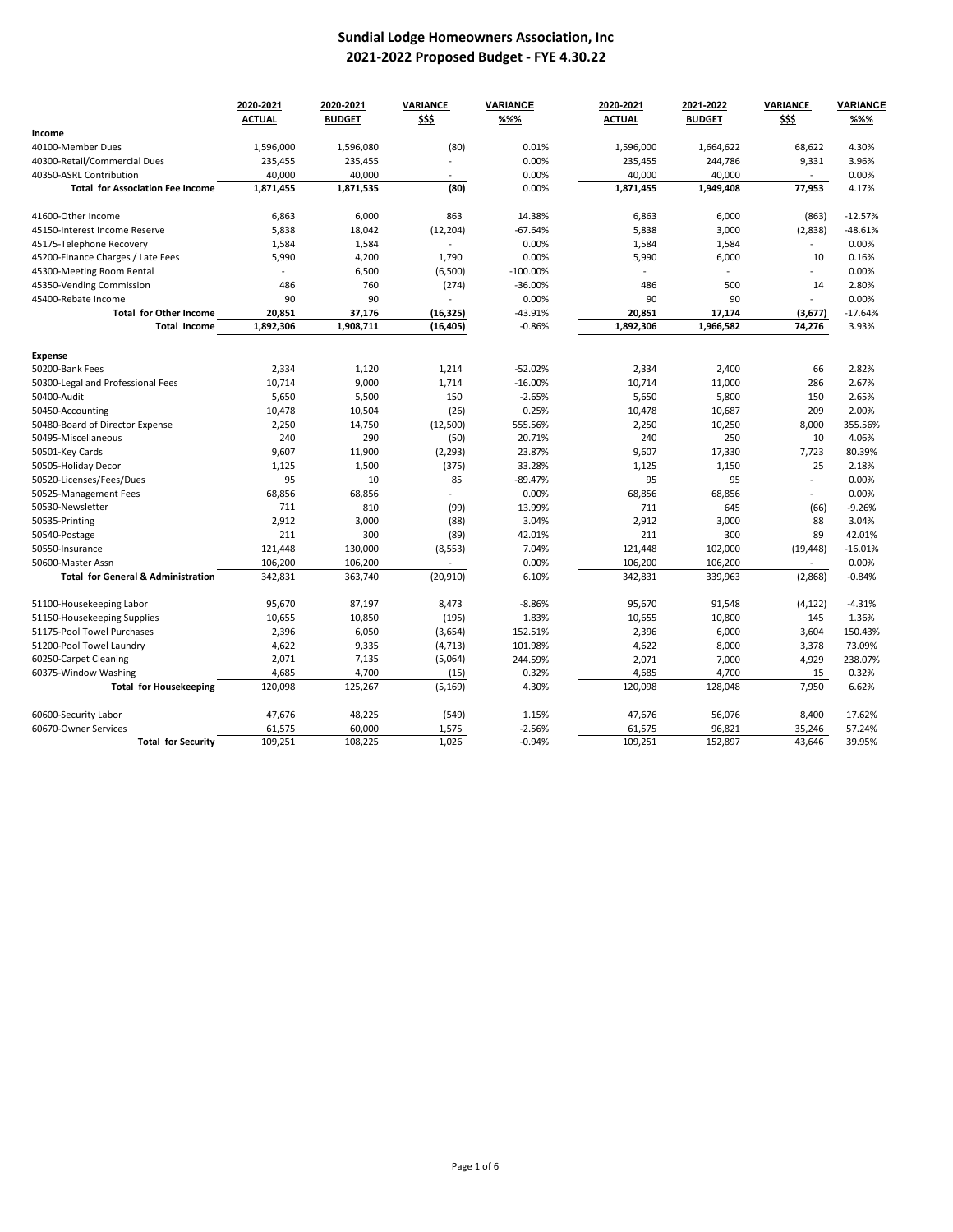# Sundial Lodge Homeowners Association, Inc
## 2021-2022 Proposed Budget - FYE 4.30.22

| | 2020-2021 ACTUAL | 2020-2021 BUDGET | VARIANCE $$$ | VARIANCE %%% | 2020-2021 ACTUAL | 2021-2022 BUDGET | VARIANCE $$$ | VARIANCE %%% |
|---|---|---|---|---|---|---|---|---|
| **Income** | | | | | | | | |
| 40100-Member Dues | 1,596,000 | 1,596,080 | (80) | 0.01% | 1,596,000 | 1,664,622 | 68,622 | 4.30% |
| 40300-Retail/Commercial Dues | 235,455 | 235,455 | - | 0.00% | 235,455 | 244,786 | 9,331 | 3.96% |
| 40350-ASRL Contribution | 40,000 | 40,000 | - | 0.00% | 40,000 | 40,000 | - | 0.00% |
| **Total for Association Fee Income** | **1,871,455** | **1,871,535** | **(80)** | 0.00% | **1,871,455** | **1,949,408** | **77,953** | 4.17% |
| | | | | | | | | |
| 41600-Other Income | 6,863 | 6,000 | 863 | 14.38% | 6,863 | 6,000 | (863) | -12.57% |
| 45150-Interest Income Reserve | 5,838 | 18,042 | (12,204) | -67.64% | 5,838 | 3,000 | (2,838) | -48.61% |
| 45175-Telephone Recovery | 1,584 | 1,584 | - | 0.00% | 1,584 | 1,584 | - | 0.00% |
| 45200-Finance Charges / Late Fees | 5,990 | 4,200 | 1,790 | 0.00% | 5,990 | 6,000 | 10 | 0.16% |
| 45300-Meeting Room Rental | - | 6,500 | (6,500) | -100.00% | - | - | - | 0.00% |
| 45350-Vending Commission | 486 | 760 | (274) | -36.00% | 486 | 500 | 14 | 2.80% |
| 45400-Rebate Income | 90 | 90 | - | 0.00% | 90 | 90 | - | 0.00% |
| **Total for Other Income** | **20,851** | **37,176** | **(16,325)** | -43.91% | **20,851** | **17,174** | **(3,677)** | -17.64% |
| **Total Income** | **1,892,306** | **1,908,711** | **(16,405)** | -0.86% | **1,892,306** | **1,966,582** | **74,276** | 3.93% |
| | | | | | | | | |
| **Expense** | | | | | | | | |
| 50200-Bank Fees | 2,334 | 1,120 | 1,214 | -52.02% | 2,334 | 2,400 | 66 | 2.82% |
| 50300-Legal and Professional Fees | 10,714 | 9,000 | 1,714 | -16.00% | 10,714 | 11,000 | 286 | 2.67% |
| 50400-Audit | 5,650 | 5,500 | 150 | -2.65% | 5,650 | 5,800 | 150 | 2.65% |
| 50450-Accounting | 10,478 | 10,504 | (26) | 0.25% | 10,478 | 10,687 | 209 | 2.00% |
| 50480-Board of Director Expense | 2,250 | 14,750 | (12,500) | 555.56% | 2,250 | 10,250 | 8,000 | 355.56% |
| 50495-Miscellaneous | 240 | 290 | (50) | 20.71% | 240 | 250 | 10 | 4.06% |
| 50501-Key Cards | 9,607 | 11,900 | (2,293) | 23.87% | 9,607 | 17,330 | 7,723 | 80.39% |
| 50505-Holiday Decor | 1,125 | 1,500 | (375) | 33.28% | 1,125 | 1,150 | 25 | 2.18% |
| 50520-Licenses/Fees/Dues | 95 | 10 | 85 | -89.47% | 95 | 95 | - | 0.00% |
| 50525-Management Fees | 68,856 | 68,856 | - | 0.00% | 68,856 | 68,856 | - | 0.00% |
| 50530-Newsletter | 711 | 810 | (99) | 13.99% | 711 | 645 | (66) | -9.26% |
| 50535-Printing | 2,912 | 3,000 | (88) | 3.04% | 2,912 | 3,000 | 88 | 3.04% |
| 50540-Postage | 211 | 300 | (89) | 42.01% | 211 | 300 | 89 | 42.01% |
| 50550-Insurance | 121,448 | 130,000 | (8,553) | 7.04% | 121,448 | 102,000 | (19,448) | -16.01% |
| 50600-Master Assn | 106,200 | 106,200 | - | 0.00% | 106,200 | 106,200 | - | 0.00% |
| **Total for General & Administration** | **342,831** | **363,740** | **(20,910)** | **6.10%** | **342,831** | **339,963** | **(2,868)** | **-0.84%** |
| | | | | | | | | |
| 51100-Housekeeping Labor | 95,670 | 87,197 | 8,473 | -8.86% | 95,670 | 91,548 | (4,122) | -4.31% |
| 51150-Housekeeping Supplies | 10,655 | 10,850 | (195) | 1.83% | 10,655 | 10,800 | 145 | 1.36% |
| 51175-Pool Towel Purchases | 2,396 | 6,050 | (3,654) | 152.51% | 2,396 | 6,000 | 3,604 | 150.43% |
| 51200-Pool Towel Laundry | 4,622 | 9,335 | (4,713) | 101.98% | 4,622 | 8,000 | 3,378 | 73.09% |
| 60250-Carpet Cleaning | 2,071 | 7,135 | (5,064) | 244.59% | 2,071 | 7,000 | 4,929 | 238.07% |
| 60375-Window Washing | 4,685 | 4,700 | (15) | 0.32% | 4,685 | 4,700 | 15 | 0.32% |
| **Total for Housekeeping** | 120,098 | 125,267 | (5,169) | 4.30% | 120,098 | 128,048 | 7,950 | 6.62% |
| | | | | | | | | |
| 60600-Security Labor | 47,676 | 48,225 | (549) | 1.15% | 47,676 | 56,076 | 8,400 | 17.62% |
| 60670-Owner Services | 61,575 | 60,000 | 1,575 | -2.56% | 61,575 | 96,821 | 35,246 | 57.24% |
| **Total for Security** | 109,251 | 108,225 | 1,026 | -0.94% | 109,251 | 152,897 | 43,646 | 39.95% |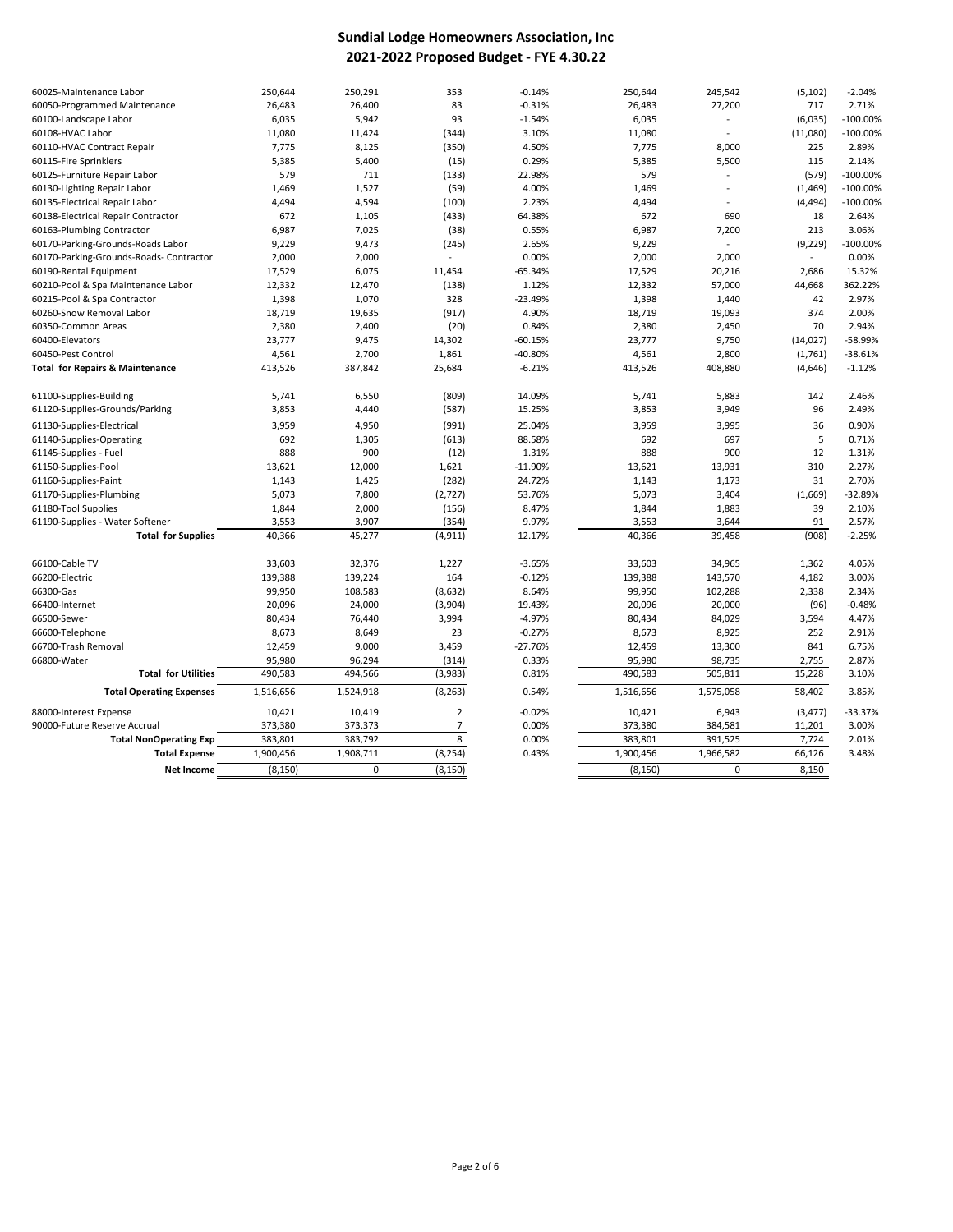# Sundial Lodge Homeowners Association, Inc
## 2021-2022 Proposed Budget - FYE 4.30.22

| | | | | | | | | |
|---|---|---|---|---|---|---|---|---|
| 60025-Maintenance Labor | 250,644 | 250,291 | 353 | -0.14% | 250,644 | 245,542 | (5,102) | -2.04% |
| 60050-Programmed Maintenance | 26,483 | 26,400 | 83 | -0.31% | 26,483 | 27,200 | 717 | 2.71% |
| 60100-Landscape Labor | 6,035 | 5,942 | 93 | -1.54% | 6,035 | - | (6,035) | -100.00% |
| 60108-HVAC Labor | 11,080 | 11,424 | (344) | 3.10% | 11,080 | - | (11,080) | -100.00% |
| 60110-HVAC Contract Repair | 7,775 | 8,125 | (350) | 4.50% | 7,775 | 8,000 | 225 | 2.89% |
| 60115-Fire Sprinklers | 5,385 | 5,400 | (15) | 0.29% | 5,385 | 5,500 | 115 | 2.14% |
| 60125-Furniture Repair Labor | 579 | 711 | (133) | 22.98% | 579 | - | (579) | -100.00% |
| 60130-Lighting Repair Labor | 1,469 | 1,527 | (59) | 4.00% | 1,469 | - | (1,469) | -100.00% |
| 60135-Electrical Repair Labor | 4,494 | 4,594 | (100) | 2.23% | 4,494 | - | (4,494) | -100.00% |
| 60138-Electrical Repair Contractor | 672 | 1,105 | (433) | 64.38% | 672 | 690 | 18 | 2.64% |
| 60163-Plumbing Contractor | 6,987 | 7,025 | (38) | 0.55% | 6,987 | 7,200 | 213 | 3.06% |
| 60170-Parking-Grounds-Roads Labor | 9,229 | 9,473 | (245) | 2.65% | 9,229 | - | (9,229) | -100.00% |
| 60170-Parking-Grounds-Roads- Contractor | 2,000 | 2,000 | - | 0.00% | 2,000 | 2,000 | - | 0.00% |
| 60190-Rental Equipment | 17,529 | 6,075 | 11,454 | -65.34% | 17,529 | 20,216 | 2,686 | 15.32% |
| 60210-Pool & Spa Maintenance Labor | 12,332 | 12,470 | (138) | 1.12% | 12,332 | 57,000 | 44,668 | 362.22% |
| 60215-Pool & Spa Contractor | 1,398 | 1,070 | 328 | -23.49% | 1,398 | 1,440 | 42 | 2.97% |
| 60260-Snow Removal Labor | 18,719 | 19,635 | (917) | 4.90% | 18,719 | 19,093 | 374 | 2.00% |
| 60350-Common Areas | 2,380 | 2,400 | (20) | 0.84% | 2,380 | 2,450 | 70 | 2.94% |
| 60400-Elevators | 23,777 | 9,475 | 14,302 | -60.15% | 23,777 | 9,750 | (14,027) | -58.99% |
| 60450-Pest Control | 4,561 | 2,700 | 1,861 | -40.80% | 4,561 | 2,800 | (1,761) | -38.61% |
| **Total for Repairs & Maintenance** | 413,526 | 387,842 | 25,684 | -6.21% | 413,526 | 408,880 | (4,646) | -1.12% |
| | | | | | | | | |
| 61100-Supplies-Building | 5,741 | 6,550 | (809) | 14.09% | 5,741 | 5,883 | 142 | 2.46% |
| 61120-Supplies-Grounds/Parking | 3,853 | 4,440 | (587) | 15.25% | 3,853 | 3,949 | 96 | 2.49% |
| 61130-Supplies-Electrical | 3,959 | 4,950 | (991) | 25.04% | 3,959 | 3,995 | 36 | 0.90% |
| 61140-Supplies-Operating | 692 | 1,305 | (613) | 88.58% | 692 | 697 | 5 | 0.71% |
| 61145-Supplies - Fuel | 888 | 900 | (12) | 1.31% | 888 | 900 | 12 | 1.31% |
| 61150-Supplies-Pool | 13,621 | 12,000 | 1,621 | -11.90% | 13,621 | 13,931 | 310 | 2.27% |
| 61160-Supplies-Paint | 1,143 | 1,425 | (282) | 24.72% | 1,143 | 1,173 | 31 | 2.70% |
| 61170-Supplies-Plumbing | 5,073 | 7,800 | (2,727) | 53.76% | 5,073 | 3,404 | (1,669) | -32.89% |
| 61180-Tool Supplies | 1,844 | 2,000 | (156) | 8.47% | 1,844 | 1,883 | 39 | 2.10% |
| 61190-Supplies - Water Softener | 3,553 | 3,907 | (354) | 9.97% | 3,553 | 3,644 | 91 | 2.57% |
| **Total for Supplies** | 40,366 | 45,277 | (4,911) | 12.17% | 40,366 | 39,458 | (908) | -2.25% |
| | | | | | | | | |
| 66100-Cable TV | 33,603 | 32,376 | 1,227 | -3.65% | 33,603 | 34,965 | 1,362 | 4.05% |
| 66200-Electric | 139,388 | 139,224 | 164 | -0.12% | 139,388 | 143,570 | 4,182 | 3.00% |
| 66300-Gas | 99,950 | 108,583 | (8,632) | 8.64% | 99,950 | 102,288 | 2,338 | 2.34% |
| 66400-Internet | 20,096 | 24,000 | (3,904) | 19.43% | 20,096 | 20,000 | (96) | -0.48% |
| 66500-Sewer | 80,434 | 76,440 | 3,994 | -4.97% | 80,434 | 84,029 | 3,594 | 4.47% |
| 66600-Telephone | 8,673 | 8,649 | 23 | -0.27% | 8,673 | 8,925 | 252 | 2.91% |
| 66700-Trash Removal | 12,459 | 9,000 | 3,459 | -27.76% | 12,459 | 13,300 | 841 | 6.75% |
| 66800-Water | 95,980 | 96,294 | (314) | 0.33% | 95,980 | 98,735 | 2,755 | 2.87% |
| **Total for Utilities** | 490,583 | 494,566 | (3,983) | 0.81% | 490,583 | 505,811 | 15,228 | 3.10% |
| **Total Operating Expenses** | 1,516,656 | 1,524,918 | (8,263) | 0.54% | 1,516,656 | 1,575,058 | 58,402 | 3.85% |
| 88000-Interest Expense | 10,421 | 10,419 | 2 | -0.02% | 10,421 | 6,943 | (3,477) | -33.37% |
| 90000-Future Reserve Accrual | 373,380 | 373,373 | 7 | 0.00% | 373,380 | 384,581 | 11,201 | 3.00% |
| **Total NonOperating Exp** | 383,801 | 383,792 | 8 | 0.00% | 383,801 | 391,525 | 7,724 | 2.01% |
| **Total Expense** | 1,900,456 | 1,908,711 | (8,254) | 0.43% | 1,900,456 | 1,966,582 | 66,126 | 3.48% |
| **Net Income** | (8,150) | 0 | (8,150) | | (8,150) | 0 | 8,150 | |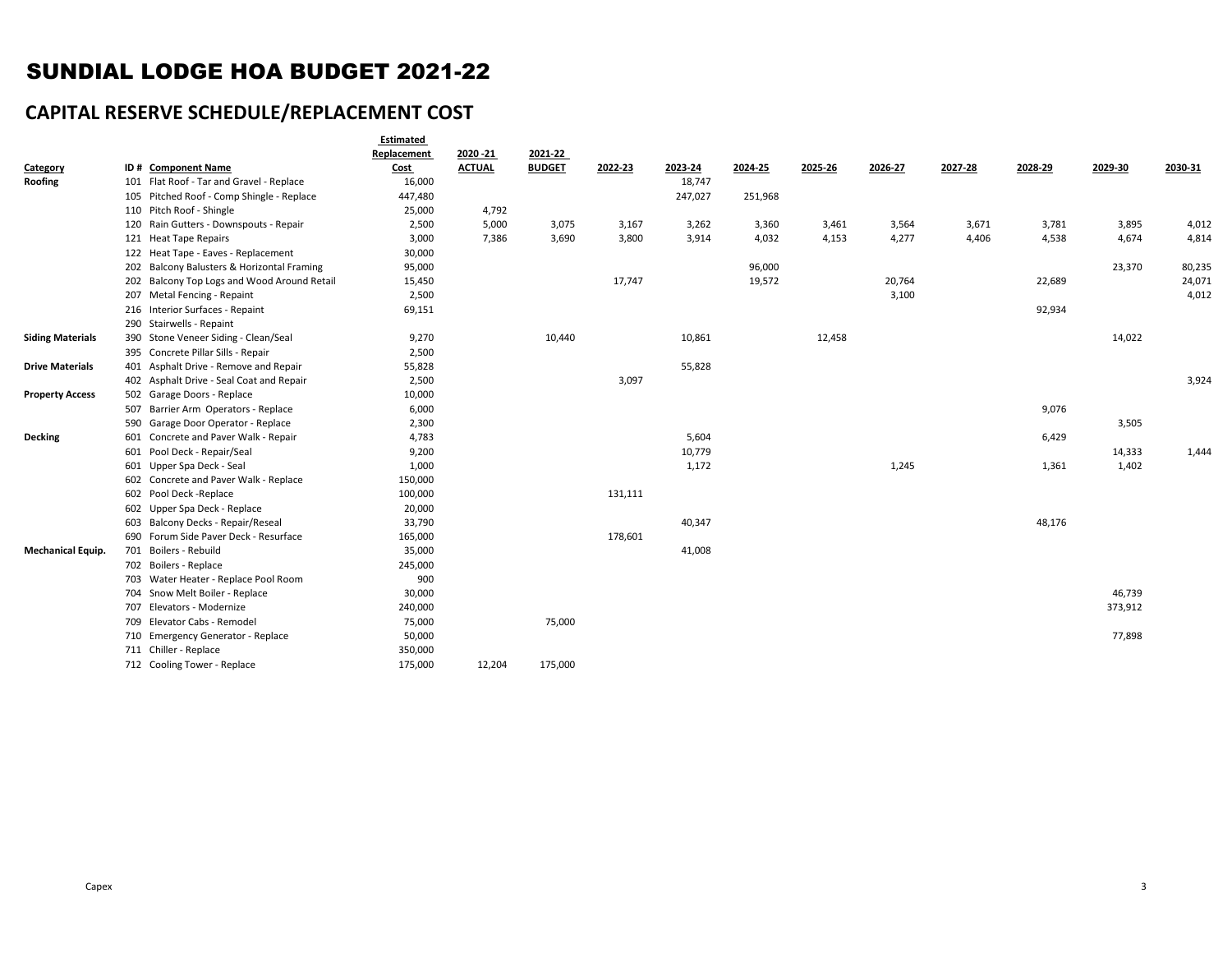# SUNDIAL LODGE HOA BUDGET 2021-22

## CAPITAL RESERVE SCHEDULE/REPLACEMENT COST

| Category | ID # | Component Name | Estimated Replacement Cost | 2020 -21 ACTUAL | 2021-22 BUDGET | 2022-23 | 2023-24 | 2024-25 | 2025-26 | 2026-27 | 2027-28 | 2028-29 | 2029-30 | 2030-31 |
|---|---|---|---|---|---|---|---|---|---|---|---|---|---|---|
| Roofing | 101 | Flat Roof - Tar and Gravel - Replace | 16,000 | | | | 18,747 | | | | | | | |
| | 105 | Pitched Roof - Comp Shingle - Replace | 447,480 | | | | 247,027 | 251,968 | | | | | | |
| | 110 | Pitch Roof - Shingle | 25,000 | 4,792 | | | | | | | | | | |
| | 120 | Rain Gutters - Downspouts - Repair | 2,500 | 5,000 | 3,075 | 3,167 | 3,262 | 3,360 | 3,461 | 3,564 | 3,671 | 3,781 | 3,895 | 4,012 |
| | 121 | Heat Tape Repairs | 3,000 | 7,386 | 3,690 | 3,800 | 3,914 | 4,032 | 4,153 | 4,277 | 4,406 | 4,538 | 4,674 | 4,814 |
| | 122 | Heat Tape - Eaves - Replacement | 30,000 | | | | | | | | | | | |
| | 202 | Balcony Balusters & Horizontal Framing | 95,000 | | | | | 96,000 | | | | | 23,370 | 80,235 |
| | 202 | Balcony Top Logs and Wood Around Retail | 15,450 | | | 17,747 | | 19,572 | | 20,764 | | 22,689 | | 24,071 |
| | 207 | Metal Fencing - Repaint | 2,500 | | | | | | | 3,100 | | | | 4,012 |
| | 216 | Interior Surfaces - Repaint | 69,151 | | | | | | | | | 92,934 | | |
| | 290 | Stairwells - Repaint | | | | | | | | | | | | |
| Siding Materials | 390 | Stone Veneer Siding - Clean/Seal | 9,270 | | 10,440 | | 10,861 | | 12,458 | | | | 14,022 | |
| | 395 | Concrete Pillar Sills - Repair | 2,500 | | | | | | | | | | | |
| Drive Materials | 401 | Asphalt Drive - Remove and Repair | 55,828 | | | | 55,828 | | | | | | | |
| | 402 | Asphalt Drive - Seal Coat and Repair | 2,500 | | | 3,097 | | | | | | | | 3,924 |
| Property Access | 502 | Garage Doors - Replace | 10,000 | | | | | | | | | | | |
| | 507 | Barrier Arm Operators - Replace | 6,000 | | | | | | | | | 9,076 | | |
| | 590 | Garage Door Operator - Replace | 2,300 | | | | | | | | | | 3,505 | |
| Decking | 601 | Concrete and Paver Walk - Repair | 4,783 | | | | 5,604 | | | | | 6,429 | | |
| | 601 | Pool Deck - Repair/Seal | 9,200 | | | | 10,779 | | | | | | 14,333 | 1,444 |
| | 601 | Upper Spa Deck - Seal | 1,000 | | | | 1,172 | | | 1,245 | | 1,361 | 1,402 | |
| | 602 | Concrete and Paver Walk - Replace | 150,000 | | | | | | | | | | | |
| | 602 | Pool Deck -Replace | 100,000 | | | 131,111 | | | | | | | | |
| | 602 | Upper Spa Deck - Replace | 20,000 | | | | | | | | | | | |
| | 603 | Balcony Decks - Repair/Reseal | 33,790 | | | | 40,347 | | | | | 48,176 | | |
| | 690 | Forum Side Paver Deck - Resurface | 165,000 | | | 178,601 | | | | | | | | |
| Mechanical Equip. | 701 | Boilers - Rebuild | 35,000 | | | | 41,008 | | | | | | | |
| | 702 | Boilers - Replace | 245,000 | | | | | | | | | | | |
| | 703 | Water Heater - Replace Pool Room | 900 | | | | | | | | | | | |
| | 704 | Snow Melt Boiler - Replace | 30,000 | | | | | | | | | | 46,739 | |
| | 707 | Elevators - Modernize | 240,000 | | | | | | | | | | 373,912 | |
| | 709 | Elevator Cabs - Remodel | 75,000 | | 75,000 | | | | | | | | | |
| | 710 | Emergency Generator - Replace | 50,000 | | | | | | | | | | 77,898 | |
| | 711 | Chiller - Replace | 350,000 | | | | | | | | | | | |
| | 712 | Cooling Tower - Replace | 175,000 | 12,204 | 175,000 | | | | | | | | | |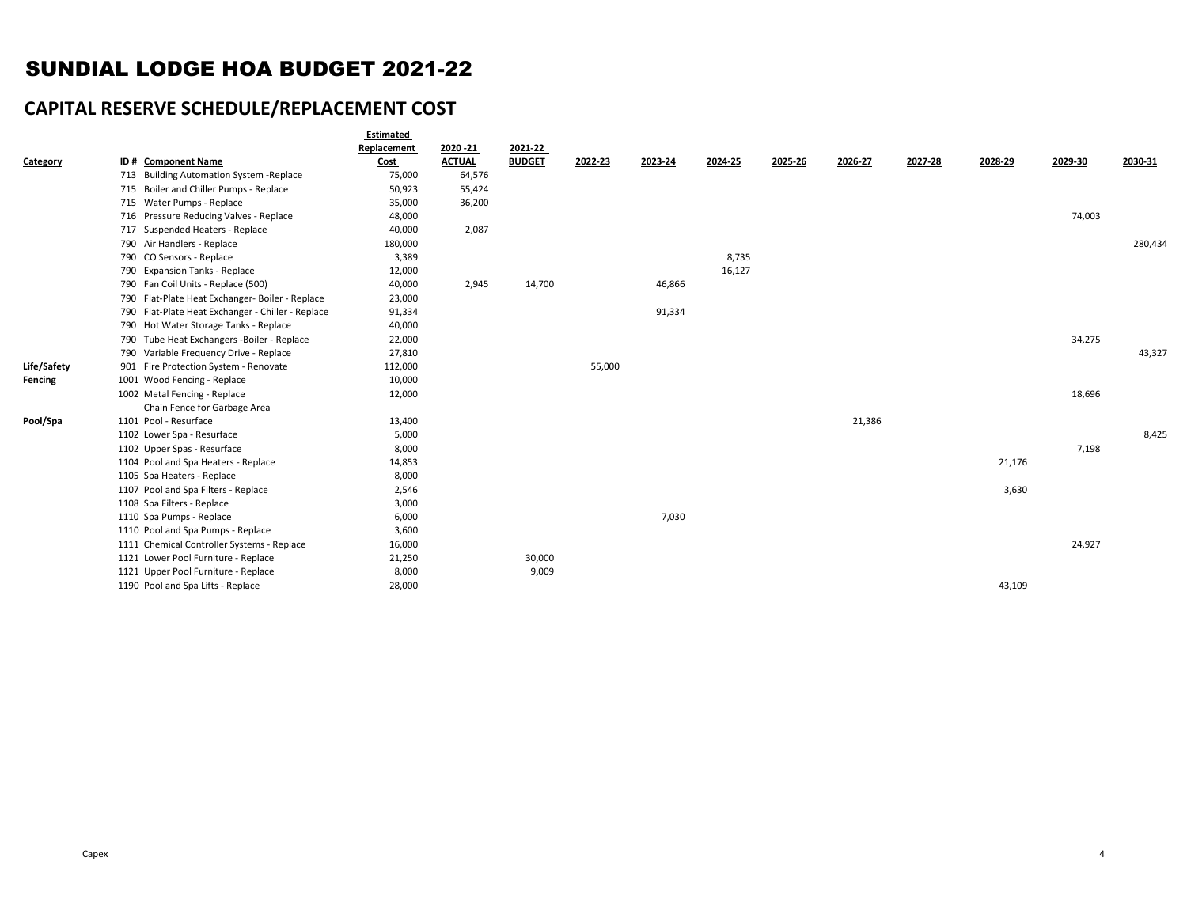# SUNDIAL LODGE HOA BUDGET 2021-22

## CAPITAL RESERVE SCHEDULE/REPLACEMENT COST

| Category | ID # | Component Name | Estimated Replacement Cost | 2020 -21 ACTUAL | 2021-22 BUDGET | 2022-23 | 2023-24 | 2024-25 | 2025-26 | 2026-27 | 2027-28 | 2028-29 | 2029-30 | 2030-31 |
|---|---|---|---|---|---|---|---|---|---|---|---|---|---|---|
| | 713 | Building Automation System -Replace | 75,000 | 64,576 | | | | | | | | | | |
| | 715 | Boiler and Chiller Pumps - Replace | 50,923 | 55,424 | | | | | | | | | | |
| | 715 | Water Pumps - Replace | 35,000 | 36,200 | | | | | | | | | | |
| | 716 | Pressure Reducing Valves - Replace | 48,000 | | | | | | | | | | 74,003 | |
| | 717 | Suspended Heaters - Replace | 40,000 | 2,087 | | | | | | | | | | |
| | 790 | Air Handlers - Replace | 180,000 | | | | | | | | | | | 280,434 |
| | 790 | CO Sensors - Replace | 3,389 | | | | | 8,735 | | | | | | |
| | 790 | Expansion Tanks - Replace | 12,000 | | | | | 16,127 | | | | | | |
| | 790 | Fan Coil Units - Replace (500) | 40,000 | 2,945 | 14,700 | | 46,866 | | | | | | | |
| | 790 | Flat-Plate Heat Exchanger- Boiler - Replace | 23,000 | | | | | | | | | | | |
| | 790 | Flat-Plate Heat Exchanger - Chiller - Replace | 91,334 | | | | 91,334 | | | | | | | |
| | 790 | Hot Water Storage Tanks - Replace | 40,000 | | | | | | | | | | | |
| | 790 | Tube Heat Exchangers -Boiler - Replace | 22,000 | | | | | | | | | | 34,275 | |
| | 790 | Variable Frequency Drive - Replace | 27,810 | | | | | | | | | | | 43,327 |
| Life/Safety | 901 | Fire Protection System - Renovate | 112,000 | | | 55,000 | | | | | | | | |
| Fencing | 1001 | Wood Fencing - Replace | 10,000 | | | | | | | | | | | |
| | 1002 | Metal Fencing - Replace | 12,000 | | | | | | | | | | 18,696 | |
| | | Chain Fence for Garbage Area | | | | | | | | | | | | |
| Pool/Spa | 1101 | Pool - Resurface | 13,400 | | | | | | | 21,386 | | | | |
| | 1102 | Lower Spa - Resurface | 5,000 | | | | | | | | | | | 8,425 |
| | 1102 | Upper Spas - Resurface | 8,000 | | | | | | | | | | 7,198 | |
| | 1104 | Pool and Spa Heaters - Replace | 14,853 | | | | | | | | | 21,176 | | |
| | 1105 | Spa Heaters - Replace | 8,000 | | | | | | | | | | | |
| | 1107 | Pool and Spa Filters - Replace | 2,546 | | | | | | | | | 3,630 | | |
| | 1108 | Spa Filters - Replace | 3,000 | | | | | | | | | | | |
| | 1110 | Spa Pumps - Replace | 6,000 | | | | 7,030 | | | | | | | |
| | 1110 | Pool and Spa Pumps - Replace | 3,600 | | | | | | | | | | | |
| | 1111 | Chemical Controller Systems - Replace | 16,000 | | | | | | | | | | 24,927 | |
| | 1121 | Lower Pool Furniture - Replace | 21,250 | | 30,000 | | | | | | | | | |
| | 1121 | Upper Pool Furniture - Replace | 8,000 | | 9,009 | | | | | | | | | |
| | 1190 | Pool and Spa Lifts - Replace | 28,000 | | | | | | | | | 43,109 | | |

Capex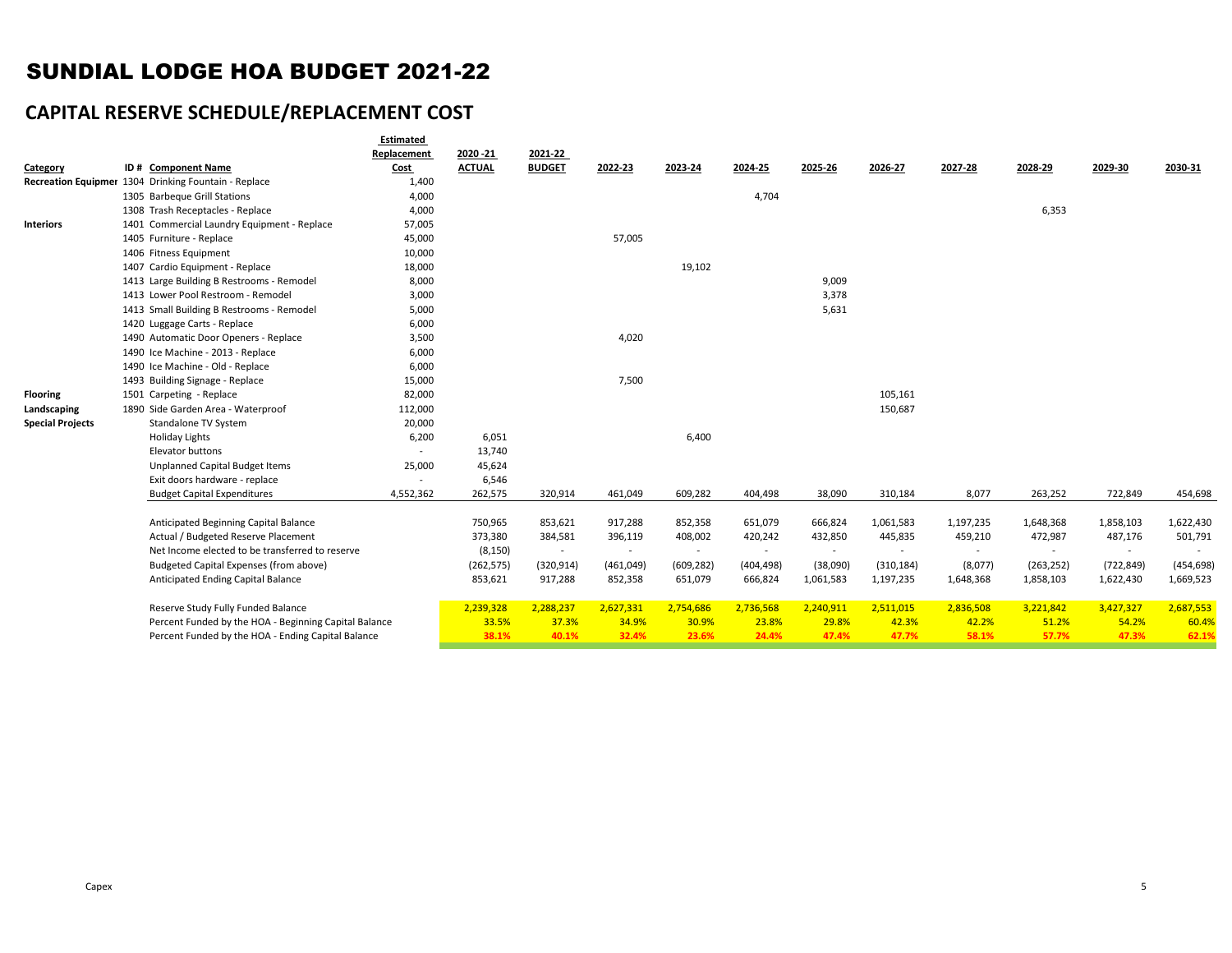# SUNDIAL LODGE HOA BUDGET 2021-22

## CAPITAL RESERVE SCHEDULE/REPLACEMENT COST

| Category | ID # | Component Name | Estimated Replacement Cost | 2020 -21 ACTUAL | 2021-22 BUDGET | 2022-23 | 2023-24 | 2024-25 | 2025-26 | 2026-27 | 2027-28 | 2028-29 | 2029-30 | 2030-31 |
|---|---|---|---|---|---|---|---|---|---|---|---|---|---|---|
| Recreation Equipmer | 1304 | Drinking Fountain - Replace | 1,400 | | | | | | | | | | | |
| | 1305 | Barbeque Grill Stations | 4,000 | | | | | 4,704 | | | | | | |
| | 1308 | Trash Receptacles - Replace | 4,000 | | | | | | | | | 6,353 | | |
| Interiors | 1401 | Commercial Laundry Equipment - Replace | 57,005 | | | | | | | | | | | |
| | 1405 | Furniture - Replace | 45,000 | | | 57,005 | | | | | | | | |
| | 1406 | Fitness Equipment | 10,000 | | | | | | | | | | | |
| | 1407 | Cardio Equipment - Replace | 18,000 | | | | 19,102 | | | | | | | |
| | 1413 | Large Building B Restrooms - Remodel | 8,000 | | | | | | 9,009 | | | | | |
| | 1413 | Lower Pool Restroom - Remodel | 3,000 | | | | | | 3,378 | | | | | |
| | 1413 | Small Building B Restrooms - Remodel | 5,000 | | | | | | 5,631 | | | | | |
| | 1420 | Luggage Carts - Replace | 6,000 | | | | | | | | | | | |
| | 1490 | Automatic Door Openers - Replace | 3,500 | | | 4,020 | | | | | | | | |
| | 1490 | Ice Machine - 2013 - Replace | 6,000 | | | | | | | | | | | |
| | 1490 | Ice Machine - Old - Replace | 6,000 | | | | | | | | | | | |
| | 1493 | Building Signage - Replace | 15,000 | | | 7,500 | | | | | | | | |
| Flooring | 1501 | Carpeting - Replace | 82,000 | | | | | | | 105,161 | | | | |
| Landscaping | 1890 | Side Garden Area - Waterproof | 112,000 | | | | | | | 150,687 | | | | |
| Special Projects | | Standalone TV System | 20,000 | | | | | | | | | | | |
| | | Holiday Lights | 6,200 | 6,051 | | | 6,400 | | | | | | | |
| | | Elevator buttons | - | 13,740 | | | | | | | | | | |
| | | Unplanned Capital Budget Items | 25,000 | 45,624 | | | | | | | | | | |
| | | Exit doors hardware - replace | - | 6,546 | | | | | | | | | | |
| | | Budget Capital Expenditures | 4,552,362 | 262,575 | 320,914 | 461,049 | 609,282 | 404,498 | 38,090 | 310,184 | 8,077 | 263,252 | 722,849 | 454,698 |
| | | Anticipated Beginning Capital Balance | | 750,965 | 853,621 | 917,288 | 852,358 | 651,079 | 666,824 | 1,061,583 | 1,197,235 | 1,648,368 | 1,858,103 | 1,622,430 |
| | | Actual / Budgeted Reserve Placement | | 373,380 | 384,581 | 396,119 | 408,002 | 420,242 | 432,850 | 445,835 | 459,210 | 472,987 | 487,176 | 501,791 |
| | | Net Income elected to be transferred to reserve | | (8,150) | - | - | - | - | - | - | - | - | - | - |
| | | Budgeted Capital Expenses (from above) | | (262,575) | (320,914) | (461,049) | (609,282) | (404,498) | (38,090) | (310,184) | (8,077) | (263,252) | (722,849) | (454,698) |
| | | Anticipated Ending Capital Balance | | 853,621 | 917,288 | 852,358 | 651,079 | 666,824 | 1,061,583 | 1,197,235 | 1,648,368 | 1,858,103 | 1,622,430 | 1,669,523 |
| | | Reserve Study Fully Funded Balance | | 2,239,328 | 2,288,237 | 2,627,331 | 2,754,686 | 2,736,568 | 2,240,911 | 2,511,015 | 2,836,508 | 3,221,842 | 3,427,327 | 2,687,553 |
| | | Percent Funded by the HOA - Beginning Capital Balance | | 33.5% | 37.3% | 34.9% | 30.9% | 23.8% | 29.8% | 42.3% | 42.2% | 51.2% | 54.2% | 60.4% |
| | | Percent Funded by the HOA - Ending Capital Balance | | **38.1%** | **40.1%** | **32.4%** | **23.6%** | **24.4%** | **47.4%** | **47.7%** | **58.1%** | **57.7%** | **47.3%** | **62.1%** |

Capex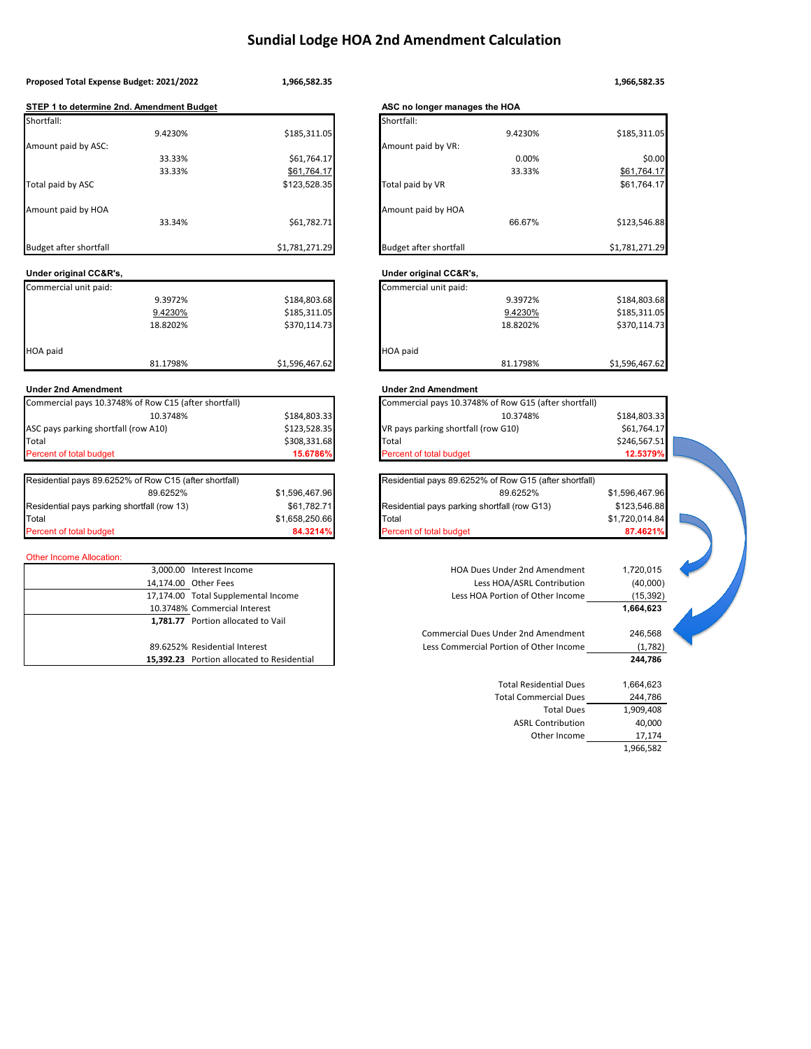# Sundial Lodge HOA 2nd Amendment Calculation

**Proposed Total Expense Budget: 2021/2022** **1,966,582.35**

**1,966,582.35**

**STEP 1 to determine 2nd. Amendment Budget**

| | | |
|---|---|---|
| Shortfall: | | |
| | 9.4230% | $185,311.05 |
| Amount paid by ASC: | | |
| | 33.33% | $61,764.17 |
| | 33.33% | $61,764.17 |
| Total paid by ASC | | $123,528.35 |
| Amount paid by HOA | | |
| | 33.34% | $61,782.71 |
| Budget after shortfall | | $1,781,271.29 |

**ASC no longer manages the HOA**

| | | |
|---|---|---|
| Shortfall: | | |
| | 9.4230% | $185,311.05 |
| Amount paid by VR: | | |
| | 0.00% | $0.00 |
| | 33.33% | $61,764.17 |
| Total paid by VR | | $61,764.17 |
| Amount paid by HOA | | |
| | 66.67% | $123,546.88 |
| Budget after shortfall | | $1,781,271.29 |

**Under original CC&R's,**

| | | |
|---|---|---|
| Commercial unit paid: | | |
| | 9.3972% | $184,803.68 |
| | 9.4230% | $185,311.05 |
| | 18.8202% | $370,114.73 |
| HOA paid | | |
| | 81.1798% | $1,596,467.62 |

**Under original CC&R's,**

| | | |
|---|---|---|
| Commercial unit paid: | | |
| | 9.3972% | $184,803.68 |
| | 9.4230% | $185,311.05 |
| | 18.8202% | $370,114.73 |
| HOA paid | | |
| | 81.1798% | $1,596,467.62 |

**Under 2nd Amendment**

| | | |
|---|---|---|
| Commercial pays 10.3748% of Row C15 (after shortfall) | | |
| | 10.3748% | $184,803.33 |
| ASC pays parking shortfall (row A10) | | $123,528.35 |
| Total | | $308,331.68 |
| Percent of total budget | | **15.6786%** |

| | | |
|---|---|---|
| Residential pays 89.6252% of Row C15 (after shortfall) | | |
| | 89.6252% | $1,596,467.96 |
| Residential pays parking shortfall (row 13) | | $61,782.71 |
| Total | | $1,658,250.66 |
| Percent of total budget | | **84.3214%** |

**Under 2nd Amendment**

| | | |
|---|---|---|
| Commercial pays 10.3748% of Row G15 (after shortfall) | | |
| | 10.3748% | $184,803.33 |
| VR pays parking shortfall (row G10) | | $61,764.17 |
| Total | | $246,567.51 |
| Percent of total budget | | **12.5379%** |

| | | |
|---|---|---|
| Residential pays 89.6252% of Row G15 (after shortfall) | | |
| | 89.6252% | $1,596,467.96 |
| Residential pays parking shortfall (row G13) | | $123,546.88 |
| Total | | $1,720,014.84 |
| Percent of total budget | | **87.4621%** |

Other Income Allocation:

| | |
|---|---|
| 3,000.00 | Interest Income |
| 14,174.00 | Other Fees |
| 17,174.00 | Total Supplemental Income |
| 10.3748% | Commercial Interest |
| **1,781.77** | Portion allocated to Vail |
| 89.6252% | Residential Interest |
| **15,392.23** | Portion allocated to Residential |

| | |
|---|---|
| HOA Dues Under 2nd Amendment | 1,720,015 |
| Less HOA/ASRL Contribution | (40,000) |
| Less HOA Portion of Other Income | (15,392) |
| | **1,664,623** |
| Commercial Dues Under 2nd Amendment | 246,568 |
| Less Commercial Portion of Other Income | (1,782) |
| | **244,786** |

| | |
|---|---|
| Total Residential Dues | 1,664,623 |
| Total Commercial Dues | 244,786 |
| Total Dues | 1,909,408 |
| ASRL Contribution | 40,000 |
| Other Income | 17,174 |
| | 1,966,582 |